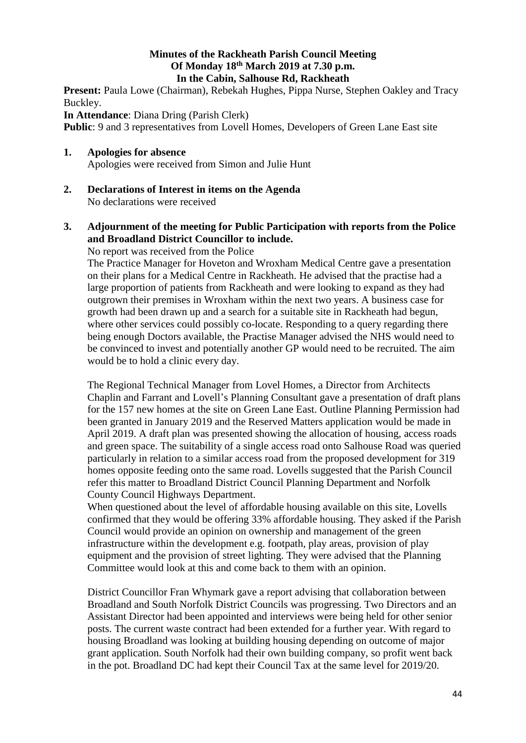# Minutes of the Rackheath Parish Council Meeting
## Of Monday 18th March 2019 at 7.30 p.m.
## In the Cabin, Salhouse Rd, Rackheath

**Present:** Paula Lowe (Chairman), Rebekah Hughes, Pippa Nurse, Stephen Oakley and Tracy Buckley.

**In Attendance**: Diana Dring (Parish Clerk)

**Public**: 9 and 3 representatives from Lovell Homes, Developers of Green Lane East site

1. **Apologies for absence**

   Apologies were received from Simon and Julie Hunt

2. **Declarations of Interest in items on the Agenda**

   No declarations were received

3. **Adjournment of the meeting for Public Participation with reports from the Police and Broadland District Councillor to include.**

   No report was received from the Police

   The Practice Manager for Hoveton and Wroxham Medical Centre gave a presentation on their plans for a Medical Centre in Rackheath. He advised that the practise had a large proportion of patients from Rackheath and were looking to expand as they had outgrown their premises in Wroxham within the next two years. A business case for growth had been drawn up and a search for a suitable site in Rackheath had begun, where other services could possibly co-locate. Responding to a query regarding there being enough Doctors available, the Practise Manager advised the NHS would need to be convinced to invest and potentially another GP would need to be recruited. The aim would be to hold a clinic every day.

   The Regional Technical Manager from Lovel Homes, a Director from Architects Chaplin and Farrant and Lovell's Planning Consultant gave a presentation of draft plans for the 157 new homes at the site on Green Lane East. Outline Planning Permission had been granted in January 2019 and the Reserved Matters application would be made in April 2019. A draft plan was presented showing the allocation of housing, access roads and green space. The suitability of a single access road onto Salhouse Road was queried particularly in relation to a similar access road from the proposed development for 319 homes opposite feeding onto the same road. Lovells suggested that the Parish Council refer this matter to Broadland District Council Planning Department and Norfolk County Council Highways Department.

   When questioned about the level of affordable housing available on this site, Lovells confirmed that they would be offering 33% affordable housing. They asked if the Parish Council would provide an opinion on ownership and management of the green infrastructure within the development e.g. footpath, play areas, provision of play equipment and the provision of street lighting. They were advised that the Planning Committee would look at this and come back to them with an opinion.

   District Councillor Fran Whymark gave a report advising that collaboration between Broadland and South Norfolk District Councils was progressing. Two Directors and an Assistant Director had been appointed and interviews were being held for other senior posts. The current waste contract had been extended for a further year. With regard to housing Broadland was looking at building housing depending on outcome of major grant application. South Norfolk had their own building company, so profit went back in the pot. Broadland DC had kept their Council Tax at the same level for 2019/20.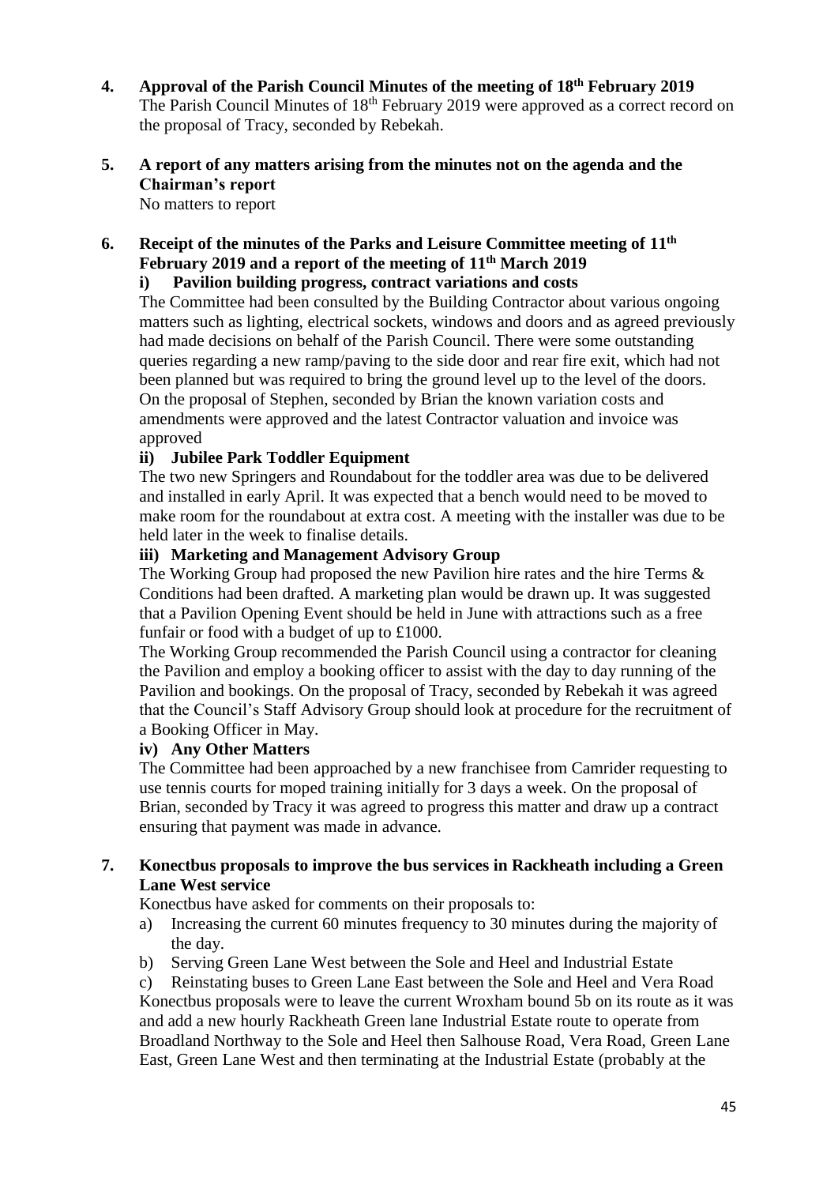**4. Approval of the Parish Council Minutes of the meeting of 18th February 2019**

The Parish Council Minutes of 18th February 2019 were approved as a correct record on the proposal of Tracy, seconded by Rebekah.

**5. A report of any matters arising from the minutes not on the agenda and the Chairman's report**

No matters to report

**6. Receipt of the minutes of the Parks and Leisure Committee meeting of 11th February 2019 and a report of the meeting of 11th March 2019**

**i) Pavilion building progress, contract variations and costs**

The Committee had been consulted by the Building Contractor about various ongoing matters such as lighting, electrical sockets, windows and doors and as agreed previously had made decisions on behalf of the Parish Council. There were some outstanding queries regarding a new ramp/paving to the side door and rear fire exit, which had not been planned but was required to bring the ground level up to the level of the doors. On the proposal of Stephen, seconded by Brian the known variation costs and amendments were approved and the latest Contractor valuation and invoice was approved

**ii) Jubilee Park Toddler Equipment**

The two new Springers and Roundabout for the toddler area was due to be delivered and installed in early April. It was expected that a bench would need to be moved to make room for the roundabout at extra cost. A meeting with the installer was due to be held later in the week to finalise details.

**iii) Marketing and Management Advisory Group**

The Working Group had proposed the new Pavilion hire rates and the hire Terms & Conditions had been drafted. A marketing plan would be drawn up. It was suggested that a Pavilion Opening Event should be held in June with attractions such as a free funfair or food with a budget of up to £1000.

The Working Group recommended the Parish Council using a contractor for cleaning the Pavilion and employ a booking officer to assist with the day to day running of the Pavilion and bookings. On the proposal of Tracy, seconded by Rebekah it was agreed that the Council's Staff Advisory Group should look at procedure for the recruitment of a Booking Officer in May.

**iv) Any Other Matters**

The Committee had been approached by a new franchisee from Camrider requesting to use tennis courts for moped training initially for 3 days a week. On the proposal of Brian, seconded by Tracy it was agreed to progress this matter and draw up a contract ensuring that payment was made in advance.

**7. Konectbus proposals to improve the bus services in Rackheath including a Green Lane West service**

Konectbus have asked for comments on their proposals to:

a) Increasing the current 60 minutes frequency to 30 minutes during the majority of the day.
b) Serving Green Lane West between the Sole and Heel and Industrial Estate
c) Reinstating buses to Green Lane East between the Sole and Heel and Vera Road

Konectbus proposals were to leave the current Wroxham bound 5b on its route as it was and add a new hourly Rackheath Green lane Industrial Estate route to operate from Broadland Northway to the Sole and Heel then Salhouse Road, Vera Road, Green Lane East, Green Lane West and then terminating at the Industrial Estate (probably at the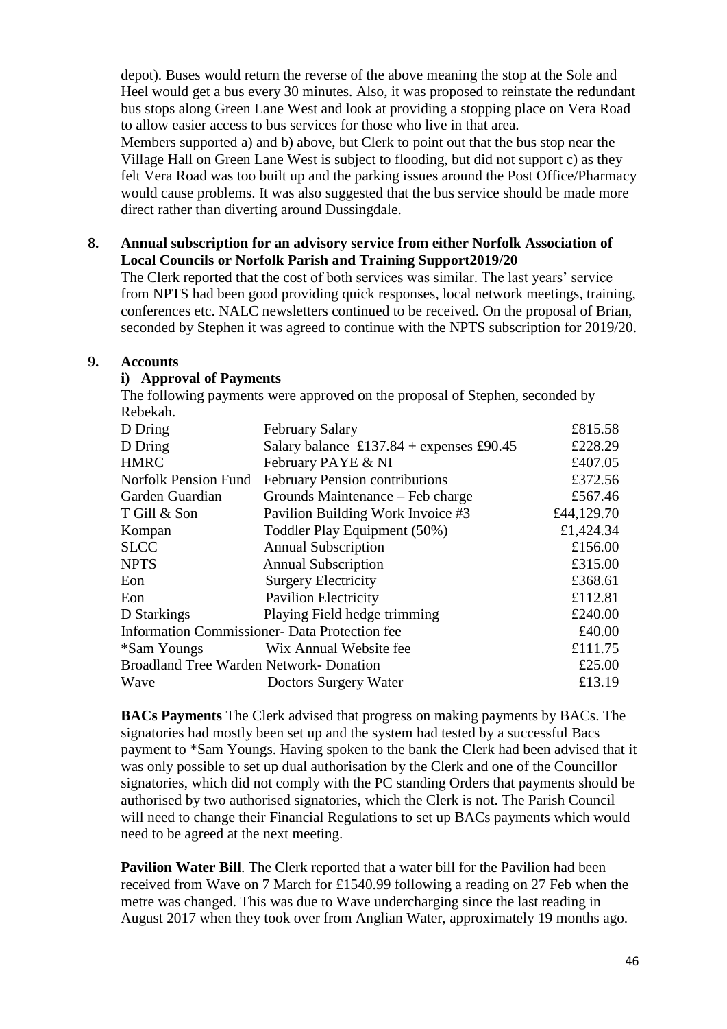depot). Buses would return the reverse of the above meaning the stop at the Sole and Heel would get a bus every 30 minutes. Also, it was proposed to reinstate the redundant bus stops along Green Lane West and look at providing a stopping place on Vera Road to allow easier access to bus services for those who live in that area.
Members supported a) and b) above, but Clerk to point out that the bus stop near the Village Hall on Green Lane West is subject to flooding, but did not support c) as they felt Vera Road was too built up and the parking issues around the Post Office/Pharmacy would cause problems. It was also suggested that the bus service should be made more direct rather than diverting around Dussingdale.

**8. Annual subscription for an advisory service from either Norfolk Association of Local Councils or Norfolk Parish and Training Support2019/20**

The Clerk reported that the cost of both services was similar. The last years' service from NPTS had been good providing quick responses, local network meetings, training, conferences etc. NALC newsletters continued to be received. On the proposal of Brian, seconded by Stephen it was agreed to continue with the NPTS subscription for 2019/20.

**9. Accounts**

**i) Approval of Payments**

The following payments were approved on the proposal of Stephen, seconded by Rebekah.

| | | |
|---|---|---|
| D Dring | February Salary | £815.58 |
| D Dring | Salary balance £137.84 + expenses £90.45 | £228.29 |
| HMRC | February PAYE & NI | £407.05 |
| Norfolk Pension Fund | February Pension contributions | £372.56 |
| Garden Guardian | Grounds Maintenance – Feb charge | £567.46 |
| T Gill & Son | Pavilion Building Work Invoice #3 | £44,129.70 |
| Kompan | Toddler Play Equipment (50%) | £1,424.34 |
| SLCC | Annual Subscription | £156.00 |
| NPTS | Annual Subscription | £315.00 |
| Eon | Surgery Electricity | £368.61 |
| Eon | Pavilion Electricity | £112.81 |
| D Starkings | Playing Field hedge trimming | £240.00 |
| Information Commissioner- Data Protection fee | | £40.00 |
| *Sam Youngs | Wix Annual Website fee | £111.75 |
| Broadland Tree Warden Network- Donation | | £25.00 |
| Wave | Doctors Surgery Water | £13.19 |

**BACs Payments** The Clerk advised that progress on making payments by BACs. The signatories had mostly been set up and the system had tested by a successful Bacs payment to *Sam Youngs. Having spoken to the bank the Clerk had been advised that it was only possible to set up dual authorisation by the Clerk and one of the Councillor signatories, which did not comply with the PC standing Orders that payments should be authorised by two authorised signatories, which the Clerk is not. The Parish Council will need to change their Financial Regulations to set up BACs payments which would need to be agreed at the next meeting.

**Pavilion Water Bill**. The Clerk reported that a water bill for the Pavilion had been received from Wave on 7 March for £1540.99 following a reading on 27 Feb when the metre was changed. This was due to Wave undercharging since the last reading in August 2017 when they took over from Anglian Water, approximately 19 months ago.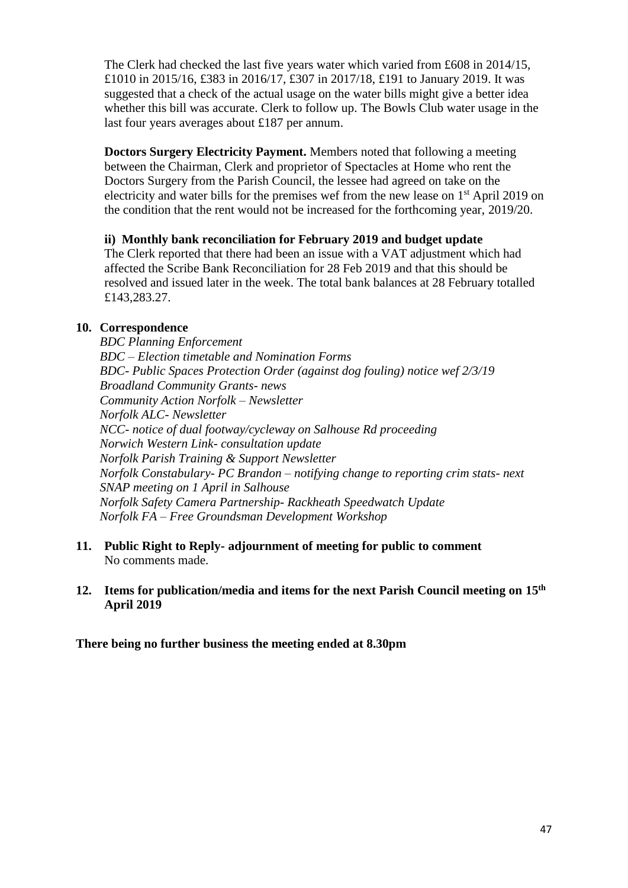The Clerk had checked the last five years water which varied from £608 in 2014/15, £1010 in 2015/16, £383 in 2016/17, £307 in 2017/18, £191 to January 2019. It was suggested that a check of the actual usage on the water bills might give a better idea whether this bill was accurate. Clerk to follow up. The Bowls Club water usage in the last four years averages about £187 per annum.

**Doctors Surgery Electricity Payment.** Members noted that following a meeting between the Chairman, Clerk and proprietor of Spectacles at Home who rent the Doctors Surgery from the Parish Council, the lessee had agreed on take on the electricity and water bills for the premises wef from the new lease on 1st April 2019 on the condition that the rent would not be increased for the forthcoming year, 2019/20.

**ii) Monthly bank reconciliation for February 2019 and budget update**

The Clerk reported that there had been an issue with a VAT adjustment which had affected the Scribe Bank Reconciliation for 28 Feb 2019 and that this should be resolved and issued later in the week. The total bank balances at 28 February totalled £143,283.27.

**10. Correspondence**

*BDC Planning Enforcement*
*BDC – Election timetable and Nomination Forms*
*BDC- Public Spaces Protection Order (against dog fouling) notice wef 2/3/19*
*Broadland Community Grants- news*
*Community Action Norfolk – Newsletter*
*Norfolk ALC- Newsletter*
*NCC- notice of dual footway/cycleway on Salhouse Rd proceeding*
*Norwich Western Link- consultation update*
*Norfolk Parish Training & Support Newsletter*
*Norfolk Constabulary- PC Brandon – notifying change to reporting crim stats- next SNAP meeting on 1 April in Salhouse*
*Norfolk Safety Camera Partnership- Rackheath Speedwatch Update*
*Norfolk FA – Free Groundsman Development Workshop*

**11. Public Right to Reply- adjournment of meeting for public to comment**

No comments made.

**12. Items for publication/media and items for the next Parish Council meeting on 15th April 2019**

**There being no further business the meeting ended at 8.30pm**